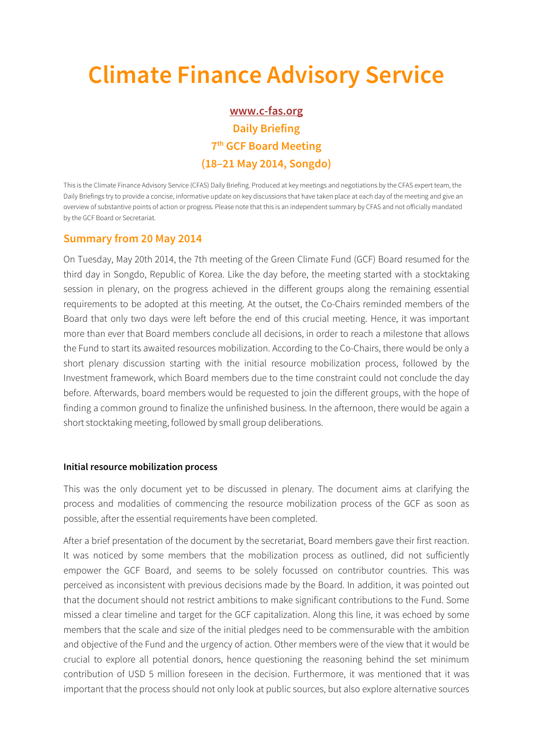# Climate Finance Advisory Service

**www.c-fas.org**

**Daily Briefing**

**7th GCF Board Meeting**

**(18–21 May 2014, Songdo)**

This is the Climate Finance Advisory Service (CFAS) Daily Briefing. Produced at key meetings and negotiations by the CFAS expert team, the Daily Briefings try to provide a concise, informative update on key discussions that have taken place at each day of the meeting and give an overview of substantive points of action or progress. Please note that this is an independent summary by CFAS and not officially mandated by the GCF Board or Secretariat.

## Summary from 20 May 2014

On Tuesday, May 20th 2014, the 7th meeting of the Green Climate Fund (GCF) Board resumed for the third day in Songdo, Republic of Korea. Like the day before, the meeting started with a stocktaking session in plenary, on the progress achieved in the different groups along the remaining essential requirements to be adopted at this meeting. At the outset, the Co-Chairs reminded members of the Board that only two days were left before the end of this crucial meeting. Hence, it was important more than ever that Board members conclude all decisions, in order to reach a milestone that allows the Fund to start its awaited resources mobilization. According to the Co-Chairs, there would be only a short plenary discussion starting with the initial resource mobilization process, followed by the Investment framework, which Board members due to the time constraint could not conclude the day before. Afterwards, board members would be requested to join the different groups, with the hope of finding a common ground to finalize the unfinished business. In the afternoon, there would be again a short stocktaking meeting, followed by small group deliberations.

**Initial resource mobilization process**

This was the only document yet to be discussed in plenary. The document aims at clarifying the process and modalities of commencing the resource mobilization process of the GCF as soon as possible, after the essential requirements have been completed.

After a brief presentation of the document by the secretariat, Board members gave their first reaction. It was noticed by some members that the mobilization process as outlined, did not sufficiently empower the GCF Board, and seems to be solely focussed on contributor countries. This was perceived as inconsistent with previous decisions made by the Board. In addition, it was pointed out that the document should not restrict ambitions to make significant contributions to the Fund. Some missed a clear timeline and target for the GCF capitalization. Along this line, it was echoed by some members that the scale and size of the initial pledges need to be commensurable with the ambition and objective of the Fund and the urgency of action. Other members were of the view that it would be crucial to explore all potential donors, hence questioning the reasoning behind the set minimum contribution of USD 5 million foreseen in the decision. Furthermore, it was mentioned that it was important that the process should not only look at public sources, but also explore alternative sources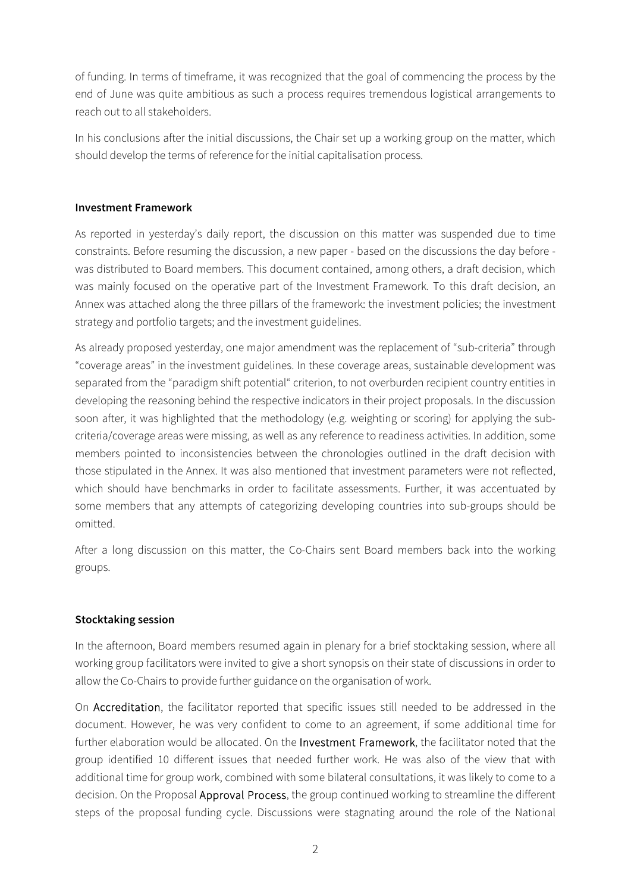of funding. In terms of timeframe, it was recognized that the goal of commencing the process by the end of June was quite ambitious as such a process requires tremendous logistical arrangements to reach out to all stakeholders.

In his conclusions after the initial discussions, the Chair set up a working group on the matter, which should develop the terms of reference for the initial capitalisation process.

**Investment Framework**

As reported in yesterday's daily report, the discussion on this matter was suspended due to time constraints. Before resuming the discussion, a new paper - based on the discussions the day before - was distributed to Board members. This document contained, among others, a draft decision, which was mainly focused on the operative part of the Investment Framework. To this draft decision, an Annex was attached along the three pillars of the framework: the investment policies; the investment strategy and portfolio targets; and the investment guidelines.

As already proposed yesterday, one major amendment was the replacement of "sub-criteria" through "coverage areas" in the investment guidelines. In these coverage areas, sustainable development was separated from the "paradigm shift potential" criterion, to not overburden recipient country entities in developing the reasoning behind the respective indicators in their project proposals. In the discussion soon after, it was highlighted that the methodology (e.g. weighting or scoring) for applying the sub-criteria/coverage areas were missing, as well as any reference to readiness activities. In addition, some members pointed to inconsistencies between the chronologies outlined in the draft decision with those stipulated in the Annex. It was also mentioned that investment parameters were not reflected, which should have benchmarks in order to facilitate assessments. Further, it was accentuated by some members that any attempts of categorizing developing countries into sub-groups should be omitted.

After a long discussion on this matter, the Co-Chairs sent Board members back into the working groups.

**Stocktaking session**

In the afternoon, Board members resumed again in plenary for a brief stocktaking session, where all working group facilitators were invited to give a short synopsis on their state of discussions in order to allow the Co-Chairs to provide further guidance on the organisation of work.

On Accreditation, the facilitator reported that specific issues still needed to be addressed in the document. However, he was very confident to come to an agreement, if some additional time for further elaboration would be allocated. On the Investment Framework, the facilitator noted that the group identified 10 different issues that needed further work. He was also of the view that with additional time for group work, combined with some bilateral consultations, it was likely to come to a decision. On the Proposal Approval Process, the group continued working to streamline the different steps of the proposal funding cycle. Discussions were stagnating around the role of the National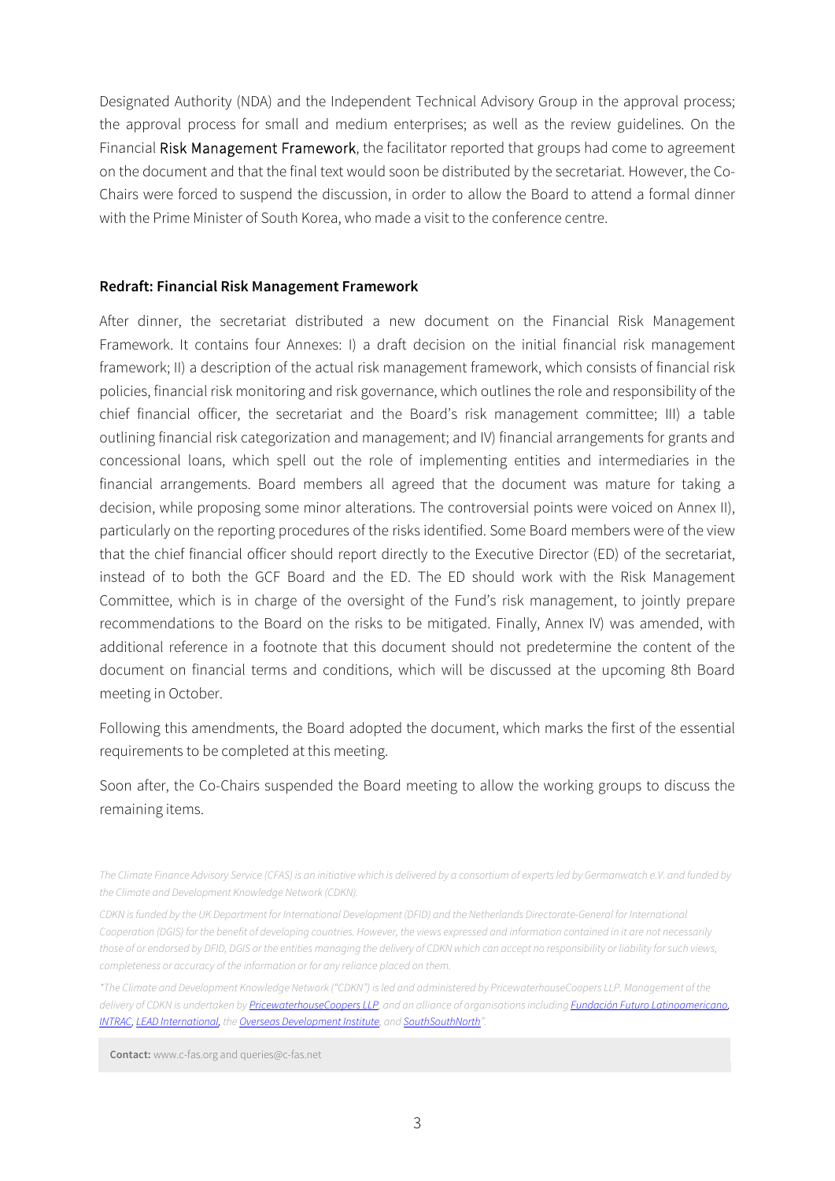Designated Authority (NDA) and the Independent Technical Advisory Group in the approval process; the approval process for small and medium enterprises; as well as the review guidelines. On the Financial Risk Management Framework, the facilitator reported that groups had come to agreement on the document and that the final text would soon be distributed by the secretariat. However, the Co-Chairs were forced to suspend the discussion, in order to allow the Board to attend a formal dinner with the Prime Minister of South Korea, who made a visit to the conference centre.

**Redraft: Financial Risk Management Framework**

After dinner, the secretariat distributed a new document on the Financial Risk Management Framework. It contains four Annexes: I) a draft decision on the initial financial risk management framework; II) a description of the actual risk management framework, which consists of financial risk policies, financial risk monitoring and risk governance, which outlines the role and responsibility of the chief financial officer, the secretariat and the Board's risk management committee; III) a table outlining financial risk categorization and management; and IV) financial arrangements for grants and concessional loans, which spell out the role of implementing entities and intermediaries in the financial arrangements. Board members all agreed that the document was mature for taking a decision, while proposing some minor alterations. The controversial points were voiced on Annex II), particularly on the reporting procedures of the risks identified. Some Board members were of the view that the chief financial officer should report directly to the Executive Director (ED) of the secretariat, instead of to both the GCF Board and the ED. The ED should work with the Risk Management Committee, which is in charge of the oversight of the Fund's risk management, to jointly prepare recommendations to the Board on the risks to be mitigated. Finally, Annex IV) was amended, with additional reference in a footnote that this document should not predetermine the content of the document on financial terms and conditions, which will be discussed at the upcoming 8th Board meeting in October.

Following this amendments, the Board adopted the document, which marks the first of the essential requirements to be completed at this meeting.

Soon after, the Co-Chairs suspended the Board meeting to allow the working groups to discuss the remaining items.

*The Climate Finance Advisory Service (CFAS) is an initiative which is delivered by a consortium of experts led by Germanwatch e.V. and funded by the Climate and Development Knowledge Network (CDKN).*

*CDKN is funded by the UK Department for International Development (DFID) and the Netherlands Directorate-General for International Cooperation (DGIS) for the benefit of developing countries. However, the views expressed and information contained in it are not necessarily those of or endorsed by DFID, DGIS or the entities managing the delivery of CDKN which can accept no responsibility or liability for such views, completeness or accuracy of the information or for any reliance placed on them.*

*\*The Climate and Development Knowledge Network ("CDKN") is led and administered by PricewaterhouseCoopers LLP. Management of the delivery of CDKN is undertaken by PricewaterhouseCoopers LLP, and an alliance of organisations including Fundación Futuro Latinoamericano, INTRAC, LEAD International, the Overseas Development Institute, and SouthSouthNorth".*

**Contact:** www.c-fas.org and queries@c-fas.net